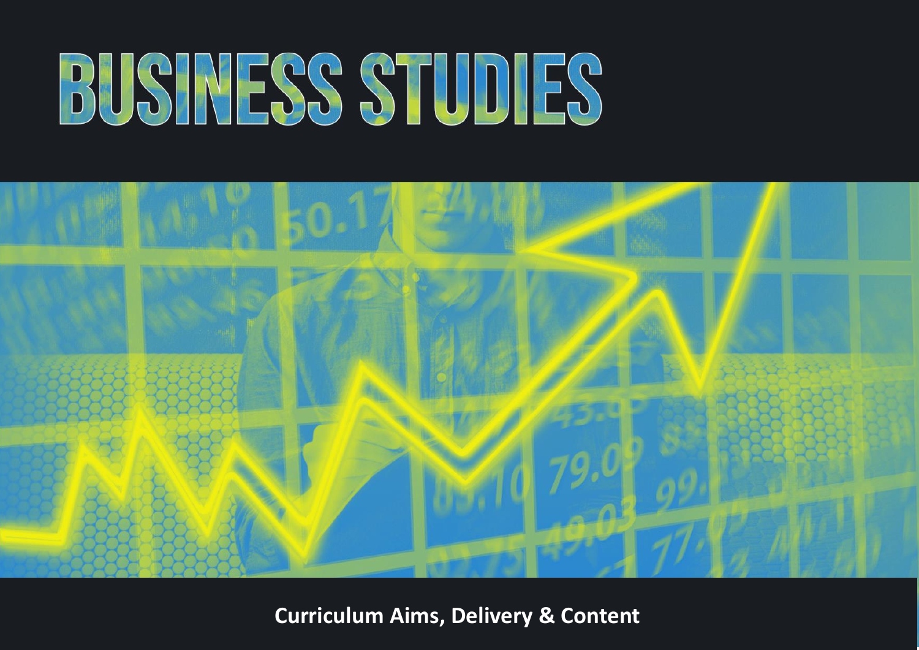# BUSINESS STUDIES

**Curriculum Aims, Delivery & Content**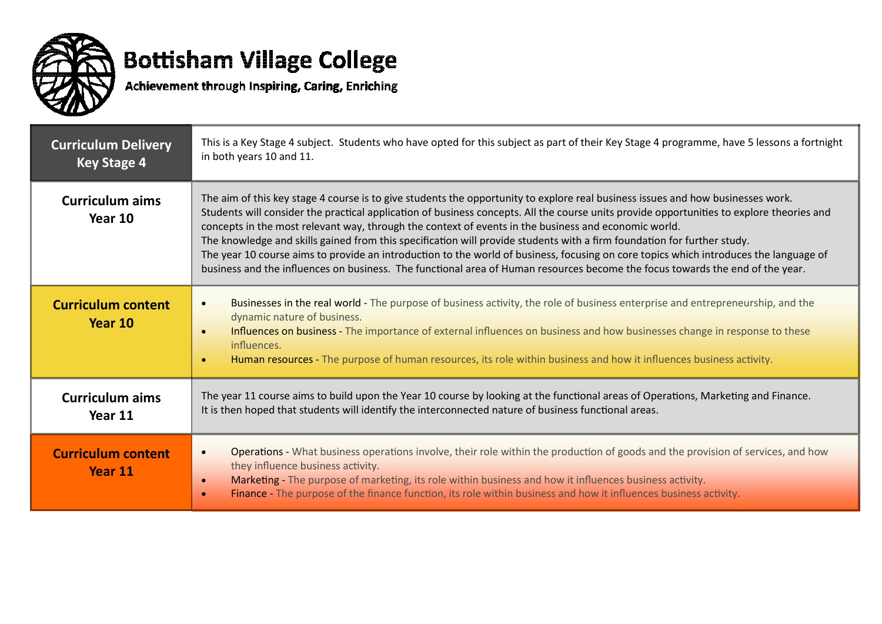# Bottisham Village College

Achievement through Inspiring, Caring, Enriching

| | |
|---|---|
| **Curriculum Delivery Key Stage 4** | This is a Key Stage 4 subject. Students who have opted for this subject as part of their Key Stage 4 programme, have 5 lessons a fortnight in both years 10 and 11. |
| **Curriculum aims Year 10** | The aim of this key stage 4 course is to give students the opportunity to explore real business issues and how businesses work. Students will consider the practical application of business concepts. All the course units provide opportunities to explore theories and concepts in the most relevant way, through the context of events in the business and economic world.<br>The knowledge and skills gained from this specification will provide students with a firm foundation for further study.<br>The year 10 course aims to provide an introduction to the world of business, focusing on core topics which introduces the language of business and the influences on business. The functional area of Human resources become the focus towards the end of the year. |
| **Curriculum content Year 10** | • Businesses in the real world - The purpose of business activity, the role of business enterprise and entrepreneurship, and the dynamic nature of business.<br>• Influences on business - The importance of external influences on business and how businesses change in response to these influences.<br>• Human resources - The purpose of human resources, its role within business and how it influences business activity. |
| **Curriculum aims Year 11** | The year 11 course aims to build upon the Year 10 course by looking at the functional areas of Operations, Marketing and Finance.<br>It is then hoped that students will identify the interconnected nature of business functional areas. |
| **Curriculum content Year 11** | • Operations - What business operations involve, their role within the production of goods and the provision of services, and how they influence business activity.<br>• Marketing - The purpose of marketing, its role within business and how it influences business activity.<br>• Finance - The purpose of the finance function, its role within business and how it influences business activity. |